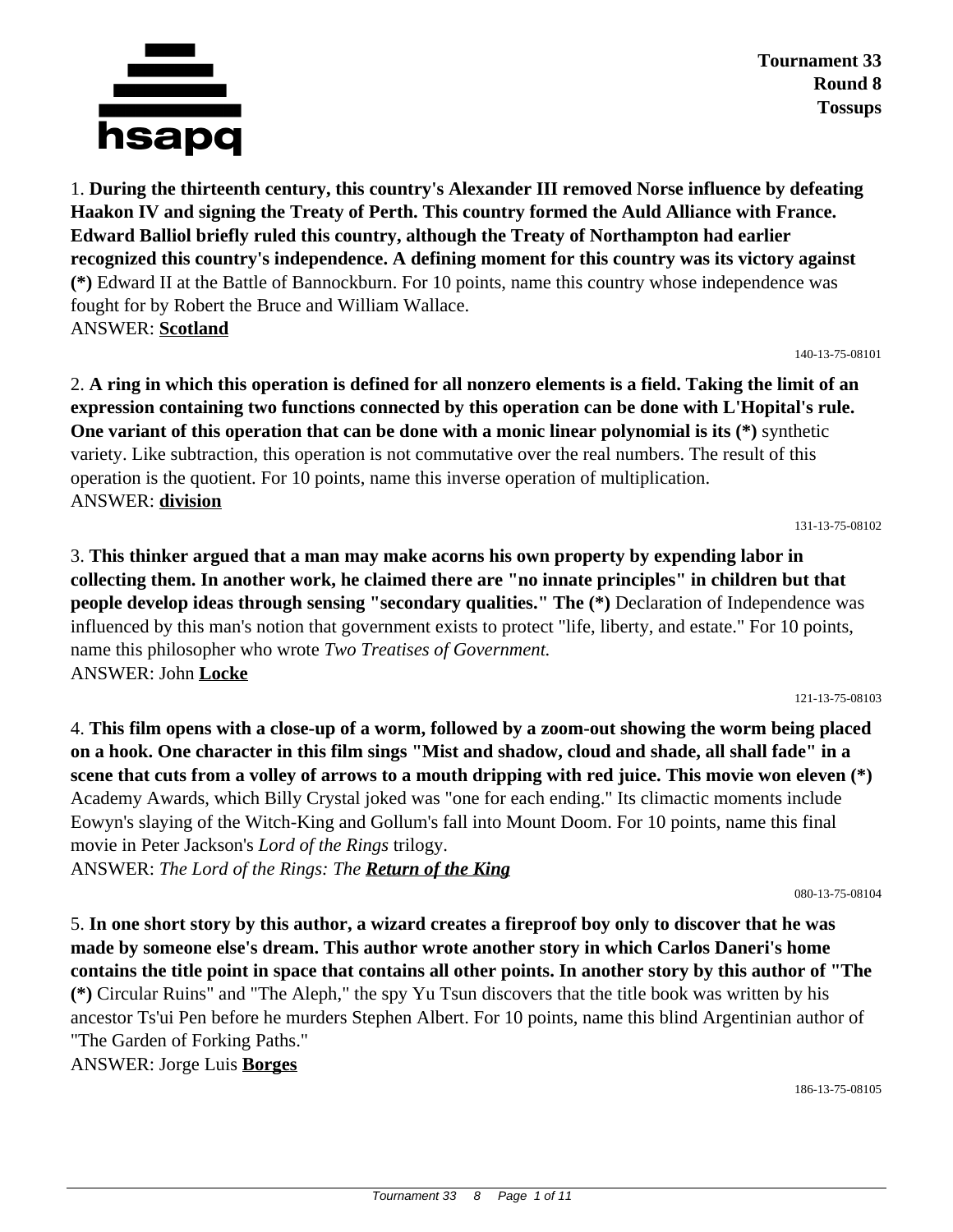**Tournament 33**
**Round 8**
**Tossups**

1. **During the thirteenth century, this country's Alexander III removed Norse influence by defeating Haakon IV and signing the Treaty of Perth. This country formed the Auld Alliance with France. Edward Balliol briefly ruled this country, although the Treaty of Northampton had earlier recognized this country's independence. A defining moment for this country was its victory against (*)** Edward II at the Battle of Bannockburn. For 10 points, name this country whose independence was fought for by Robert the Bruce and William Wallace.
ANSWER: **Scotland**

140-13-75-08101

2. **A ring in which this operation is defined for all nonzero elements is a field. Taking the limit of an expression containing two functions connected by this operation can be done with L'Hopital's rule. One variant of this operation that can be done with a monic linear polynomial is its (*)** synthetic variety. Like subtraction, this operation is not commutative over the real numbers. The result of this operation is the quotient. For 10 points, name this inverse operation of multiplication.
ANSWER: **division**

131-13-75-08102

3. **This thinker argued that a man may make acorns his own property by expending labor in collecting them. In another work, he claimed there are "no innate principles" in children but that people develop ideas through sensing "secondary qualities." The (*)** Declaration of Independence was influenced by this man's notion that government exists to protect "life, liberty, and estate." For 10 points, name this philosopher who wrote *Two Treatises of Government.*
ANSWER: John **Locke**

121-13-75-08103

4. **This film opens with a close-up of a worm, followed by a zoom-out showing the worm being placed on a hook. One character in this film sings "Mist and shadow, cloud and shade, all shall fade" in a scene that cuts from a volley of arrows to a mouth dripping with red juice. This movie won eleven (*)** Academy Awards, which Billy Crystal joked was "one for each ending." Its climactic moments include Eowyn's slaying of the Witch-King and Gollum's fall into Mount Doom. For 10 points, name this final movie in Peter Jackson's *Lord of the Rings* trilogy.
ANSWER: *The Lord of the Rings: The* ***Return of the King***

080-13-75-08104

5. **In one short story by this author, a wizard creates a fireproof boy only to discover that he was made by someone else's dream. This author wrote another story in which Carlos Daneri's home contains the title point in space that contains all other points. In another story by this author of "The (*)** Circular Ruins" and "The Aleph," the spy Yu Tsun discovers that the title book was written by his ancestor Ts'ui Pen before he murders Stephen Albert. For 10 points, name this blind Argentinian author of "The Garden of Forking Paths."
ANSWER: Jorge Luis **Borges**

186-13-75-08105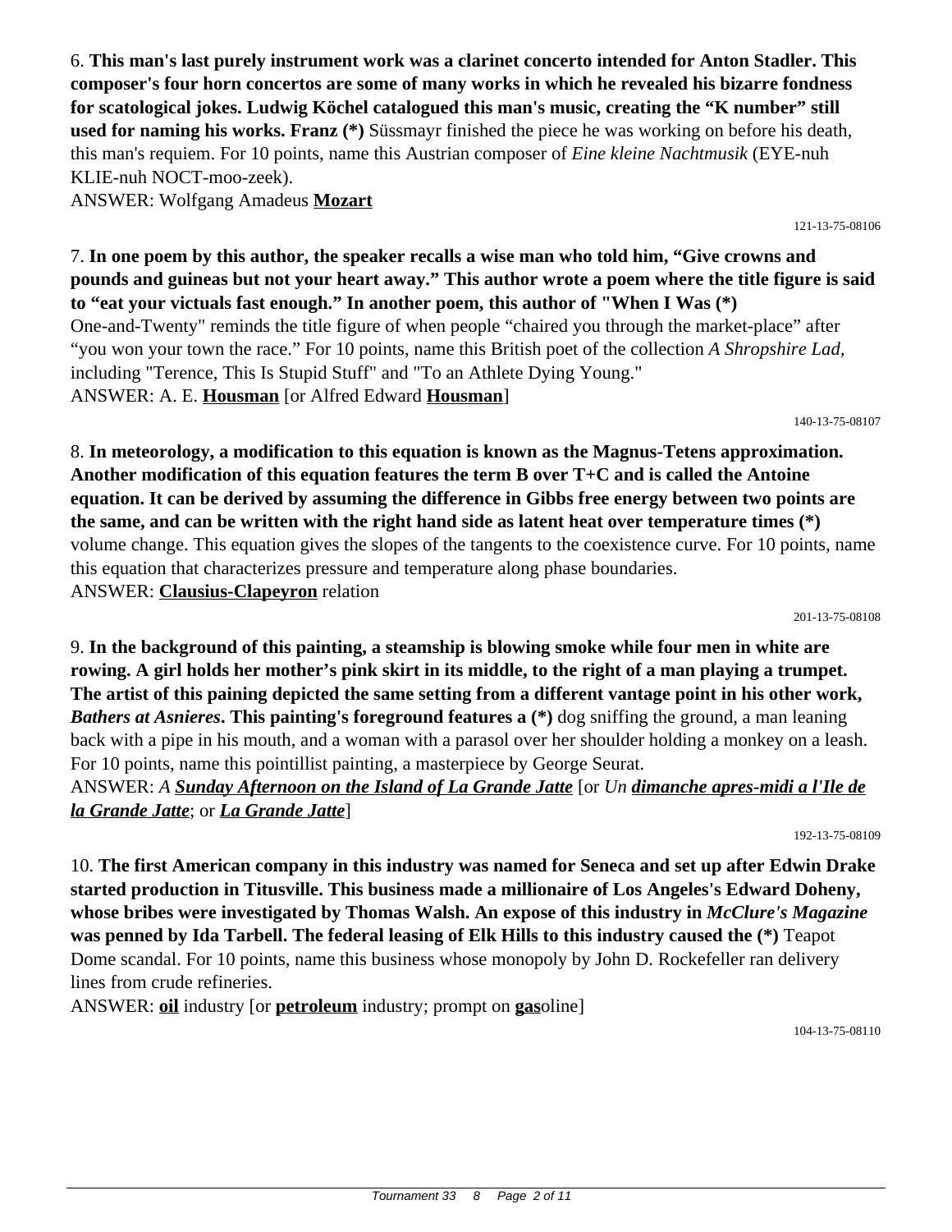6. **This man's last purely instrument work was a clarinet concerto intended for Anton Stadler. This composer's four horn concertos are some of many works in which he revealed his bizarre fondness for scatological jokes. Ludwig Köchel catalogued this man's music, creating the "K number" still used for naming his works. Franz (*)** Süssmayr finished the piece he was working on before his death, this man's requiem. For 10 points, name this Austrian composer of *Eine kleine Nachtmusik* (EYE-nuh KLIE-nuh NOCT-moo-zeek).

ANSWER: Wolfgang Amadeus **Mozart**

121-13-75-08106

7. **In one poem by this author, the speaker recalls a wise man who told him, "Give crowns and pounds and guineas but not your heart away." This author wrote a poem where the title figure is said to "eat your victuals fast enough." In another poem, this author of "When I Was (*)** One-and-Twenty" reminds the title figure of when people "chaired you through the market-place" after "you won your town the race." For 10 points, name this British poet of the collection *A Shropshire Lad,* including "Terence, This Is Stupid Stuff" and "To an Athlete Dying Young."

ANSWER: A. E. **Housman** [or Alfred Edward **Housman**]

140-13-75-08107

8. **In meteorology, a modification to this equation is known as the Magnus-Tetens approximation. Another modification of this equation features the term B over T+C and is called the Antoine equation. It can be derived by assuming the difference in Gibbs free energy between two points are the same, and can be written with the right hand side as latent heat over temperature times (*)** volume change. This equation gives the slopes of the tangents to the coexistence curve. For 10 points, name this equation that characterizes pressure and temperature along phase boundaries.

ANSWER: **Clausius-Clapeyron** relation

201-13-75-08108

9. **In the background of this painting, a steamship is blowing smoke while four men in white are rowing. A girl holds her mother's pink skirt in its middle, to the right of a man playing a trumpet. The artist of this paining depicted the same setting from a different vantage point in his other work, *Bathers at Asnieres*. This painting's foreground features a (*)** dog sniffing the ground, a man leaning back with a pipe in his mouth, and a woman with a parasol over her shoulder holding a monkey on a leash. For 10 points, name this pointillist painting, a masterpiece by George Seurat.

ANSWER: *A **Sunday Afternoon on the Island of La Grande Jatte*** [or *Un **dimanche apres-midi a l'Ile de la Grande Jatte***; or ***La Grande Jatte***]

192-13-75-08109

10. **The first American company in this industry was named for Seneca and set up after Edwin Drake started production in Titusville. This business made a millionaire of Los Angeles's Edward Doheny, whose bribes were investigated by Thomas Walsh. An expose of this industry in *McClure's Magazine* was penned by Ida Tarbell. The federal leasing of Elk Hills to this industry caused the (*)** Teapot Dome scandal. For 10 points, name this business whose monopoly by John D. Rockefeller ran delivery lines from crude refineries.

ANSWER: **oil** industry [or **petroleum** industry; prompt on **gas**oline]

104-13-75-08110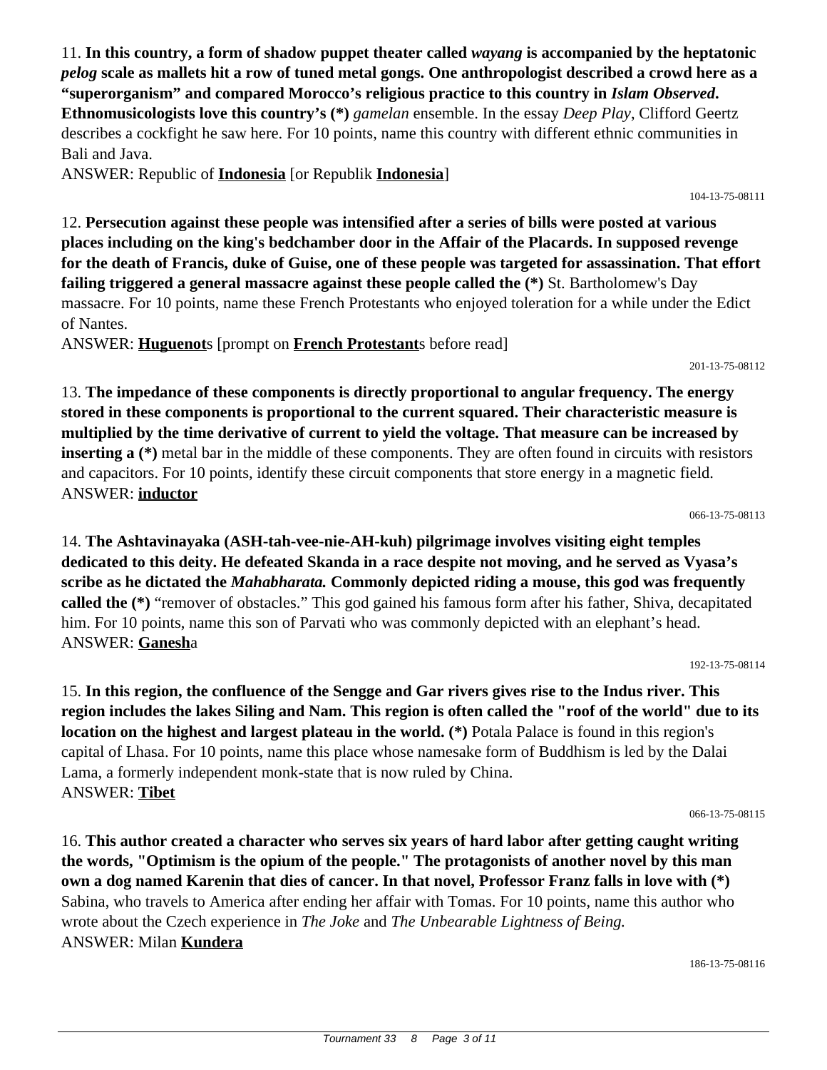11. **In this country, a form of shadow puppet theater called *wayang* is accompanied by the heptatonic *pelog* scale as mallets hit a row of tuned metal gongs. One anthropologist described a crowd here as a "superorganism" and compared Morocco's religious practice to this country in *Islam Observed*. Ethnomusicologists love this country's (*)** *gamelan* ensemble. In the essay *Deep Play*, Clifford Geertz describes a cockfight he saw here. For 10 points, name this country with different ethnic communities in Bali and Java.
ANSWER: Republic of **Indonesia** [or Republik **Indonesia**]

104-13-75-08111

12. **Persecution against these people was intensified after a series of bills were posted at various places including on the king's bedchamber door in the Affair of the Placards. In supposed revenge for the death of Francis, duke of Guise, one of these people was targeted for assassination. That effort failing triggered a general massacre against these people called the (*)** St. Bartholomew's Day massacre. For 10 points, name these French Protestants who enjoyed toleration for a while under the Edict of Nantes.
ANSWER: **Huguenot**s [prompt on **French Protestant**s before read]

201-13-75-08112

13. **The impedance of these components is directly proportional to angular frequency. The energy stored in these components is proportional to the current squared. Their characteristic measure is multiplied by the time derivative of current to yield the voltage. That measure can be increased by inserting a (*)** metal bar in the middle of these components. They are often found in circuits with resistors and capacitors. For 10 points, identify these circuit components that store energy in a magnetic field.
ANSWER: **inductor**

066-13-75-08113

14. **The Ashtavinayaka (ASH-tah-vee-nie-AH-kuh) pilgrimage involves visiting eight temples dedicated to this deity. He defeated Skanda in a race despite not moving, and he served as Vyasa's scribe as he dictated the *Mahabharata.* Commonly depicted riding a mouse, this god was frequently called the (*)** "remover of obstacles." This god gained his famous form after his father, Shiva, decapitated him. For 10 points, name this son of Parvati who was commonly depicted with an elephant's head.
ANSWER: **Ganesh**a

192-13-75-08114

15. **In this region, the confluence of the Sengge and Gar rivers gives rise to the Indus river. This region includes the lakes Siling and Nam. This region is often called the "roof of the world" due to its location on the highest and largest plateau in the world. (*)** Potala Palace is found in this region's capital of Lhasa. For 10 points, name this place whose namesake form of Buddhism is led by the Dalai Lama, a formerly independent monk-state that is now ruled by China.
ANSWER: **Tibet**

066-13-75-08115

16. **This author created a character who serves six years of hard labor after getting caught writing the words, "Optimism is the opium of the people." The protagonists of another novel by this man own a dog named Karenin that dies of cancer. In that novel, Professor Franz falls in love with (*)** Sabina, who travels to America after ending her affair with Tomas. For 10 points, name this author who wrote about the Czech experience in *The Joke* and *The Unbearable Lightness of Being.*
ANSWER: Milan **Kundera**

186-13-75-08116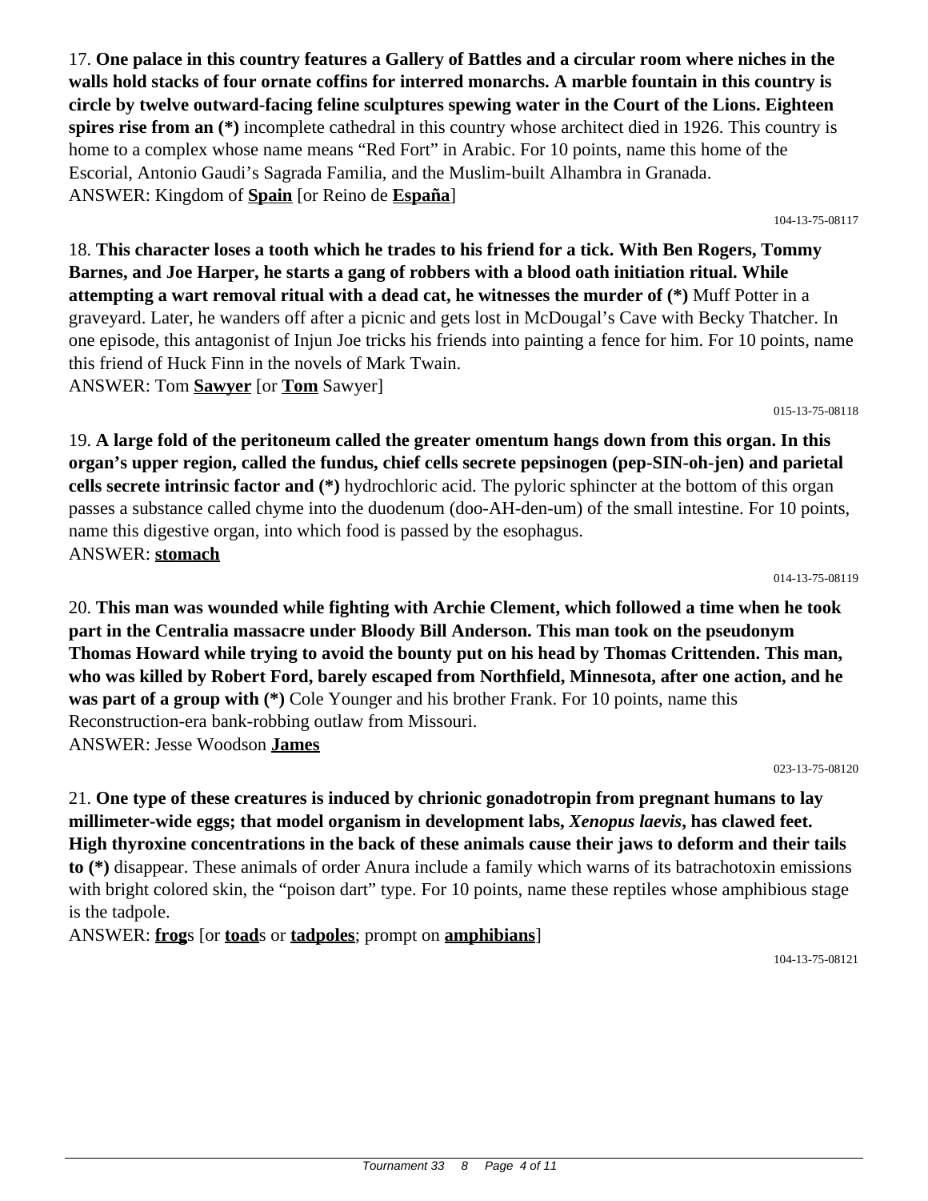17. **One palace in this country features a Gallery of Battles and a circular room where niches in the walls hold stacks of four ornate coffins for interred monarchs. A marble fountain in this country is circle by twelve outward-facing feline sculptures spewing water in the Court of the Lions. Eighteen spires rise from an (*)** incomplete cathedral in this country whose architect died in 1926. This country is home to a complex whose name means "Red Fort" in Arabic. For 10 points, name this home of the Escorial, Antonio Gaudi's Sagrada Familia, and the Muslim-built Alhambra in Granada.
ANSWER: Kingdom of **Spain** [or Reino de **España**]

104-13-75-08117

18. **This character loses a tooth which he trades to his friend for a tick. With Ben Rogers, Tommy Barnes, and Joe Harper, he starts a gang of robbers with a blood oath initiation ritual. While attempting a wart removal ritual with a dead cat, he witnesses the murder of (*)** Muff Potter in a graveyard. Later, he wanders off after a picnic and gets lost in McDougal's Cave with Becky Thatcher. In one episode, this antagonist of Injun Joe tricks his friends into painting a fence for him. For 10 points, name this friend of Huck Finn in the novels of Mark Twain.
ANSWER: Tom **Sawyer** [or **Tom** Sawyer]

015-13-75-08118

19. **A large fold of the peritoneum called the greater omentum hangs down from this organ. In this organ's upper region, called the fundus, chief cells secrete pepsinogen (pep-SIN-oh-jen) and parietal cells secrete intrinsic factor and (*)** hydrochloric acid. The pyloric sphincter at the bottom of this organ passes a substance called chyme into the duodenum (doo-AH-den-um) of the small intestine. For 10 points, name this digestive organ, into which food is passed by the esophagus.
ANSWER: **stomach**

014-13-75-08119

20. **This man was wounded while fighting with Archie Clement, which followed a time when he took part in the Centralia massacre under Bloody Bill Anderson. This man took on the pseudonym Thomas Howard while trying to avoid the bounty put on his head by Thomas Crittenden. This man, who was killed by Robert Ford, barely escaped from Northfield, Minnesota, after one action, and he was part of a group with (*)** Cole Younger and his brother Frank. For 10 points, name this Reconstruction-era bank-robbing outlaw from Missouri.
ANSWER: Jesse Woodson **James**

023-13-75-08120

21. **One type of these creatures is induced by chrionic gonadotropin from pregnant humans to lay millimeter-wide eggs; that model organism in development labs, *Xenopus laevis*, has clawed feet. High thyroxine concentrations in the back of these animals cause their jaws to deform and their tails to (*)** disappear. These animals of order Anura include a family which warns of its batrachotoxin emissions with bright colored skin, the "poison dart" type. For 10 points, name these reptiles whose amphibious stage is the tadpole.
ANSWER: **frog**s [or **toad**s or **tadpoles**; prompt on **amphibians**]

104-13-75-08121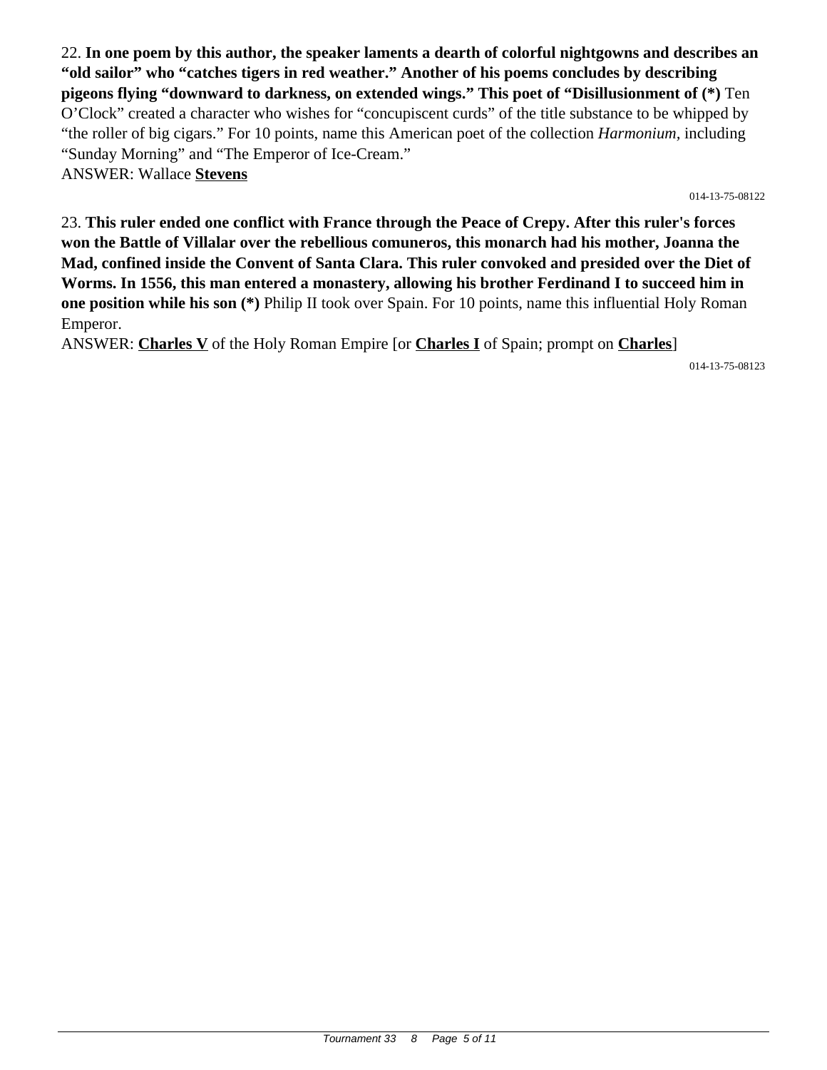22. **In one poem by this author, the speaker laments a dearth of colorful nightgowns and describes an "old sailor" who "catches tigers in red weather." Another of his poems concludes by describing pigeons flying "downward to darkness, on extended wings." This poet of "Disillusionment of (*)** Ten O'Clock" created a character who wishes for "concupiscent curds" of the title substance to be whipped by "the roller of big cigars." For 10 points, name this American poet of the collection *Harmonium,* including "Sunday Morning" and "The Emperor of Ice-Cream."

ANSWER: Wallace **Stevens**

014-13-75-08122

23. **This ruler ended one conflict with France through the Peace of Crepy. After this ruler's forces won the Battle of Villalar over the rebellious comuneros, this monarch had his mother, Joanna the Mad, confined inside the Convent of Santa Clara. This ruler convoked and presided over the Diet of Worms. In 1556, this man entered a monastery, allowing his brother Ferdinand I to succeed him in one position while his son (*)** Philip II took over Spain. For 10 points, name this influential Holy Roman Emperor.

ANSWER: **Charles V** of the Holy Roman Empire [or **Charles I** of Spain; prompt on **Charles**]

014-13-75-08123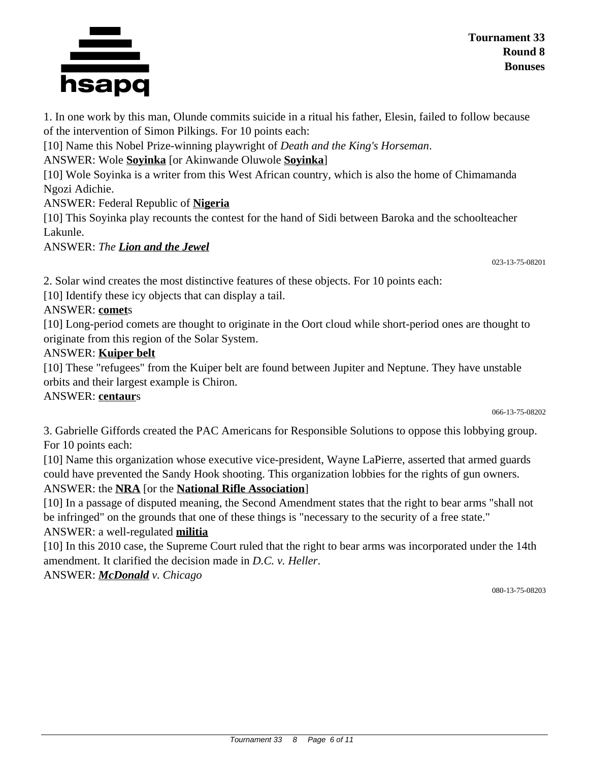1. In one work by this man, Olunde commits suicide in a ritual his father, Elesin, failed to follow because of the intervention of Simon Pilkings. For 10 points each:

[10] Name this Nobel Prize-winning playwright of *Death and the King's Horseman*.

ANSWER: Wole **Soyinka** [or Akinwande Oluwole **Soyinka**]

[10] Wole Soyinka is a writer from this West African country, which is also the home of Chimamanda Ngozi Adichie.

ANSWER: Federal Republic of **Nigeria**

[10] This Soyinka play recounts the contest for the hand of Sidi between Baroka and the schoolteacher Lakunle.

ANSWER: *The **Lion and the Jewel***

023-13-75-08201

2. Solar wind creates the most distinctive features of these objects. For 10 points each:

[10] Identify these icy objects that can display a tail.

ANSWER: **comet**s

[10] Long-period comets are thought to originate in the Oort cloud while short-period ones are thought to originate from this region of the Solar System.

ANSWER: **Kuiper belt**

[10] These "refugees" from the Kuiper belt are found between Jupiter and Neptune. They have unstable orbits and their largest example is Chiron.

ANSWER: **centaur**s

066-13-75-08202

3. Gabrielle Giffords created the PAC Americans for Responsible Solutions to oppose this lobbying group. For 10 points each:

[10] Name this organization whose executive vice-president, Wayne LaPierre, asserted that armed guards could have prevented the Sandy Hook shooting. This organization lobbies for the rights of gun owners.

ANSWER: the **NRA** [or the **National Rifle Association**]

[10] In a passage of disputed meaning, the Second Amendment states that the right to bear arms "shall not be infringed" on the grounds that one of these things is "necessary to the security of a free state."

ANSWER: a well-regulated **militia**

[10] In this 2010 case, the Supreme Court ruled that the right to bear arms was incorporated under the 14th amendment. It clarified the decision made in *D.C. v. Heller*.

ANSWER: ***McDonald** v. Chicago*

080-13-75-08203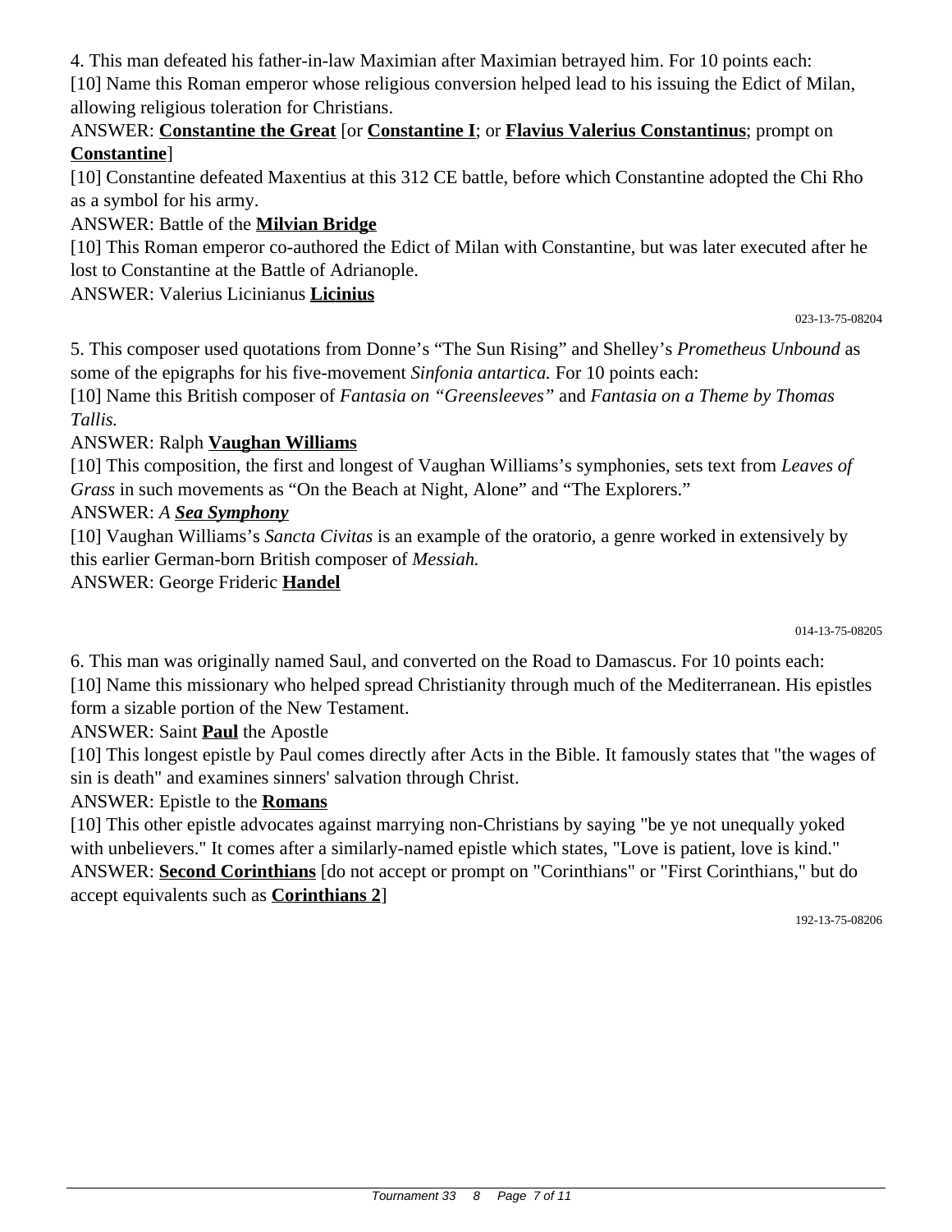4. This man defeated his father-in-law Maximian after Maximian betrayed him. For 10 points each:

[10] Name this Roman emperor whose religious conversion helped lead to his issuing the Edict of Milan, allowing religious toleration for Christians.

ANSWER: **Constantine the Great** [or **Constantine I**; or **Flavius Valerius Constantinus**; prompt on **Constantine**]

[10] Constantine defeated Maxentius at this 312 CE battle, before which Constantine adopted the Chi Rho as a symbol for his army.

ANSWER: Battle of the **Milvian Bridge**

[10] This Roman emperor co-authored the Edict of Milan with Constantine, but was later executed after he lost to Constantine at the Battle of Adrianople.

ANSWER: Valerius Licinianus **Licinius**

023-13-75-08204

5. This composer used quotations from Donne's "The Sun Rising" and Shelley's *Prometheus Unbound* as some of the epigraphs for his five-movement *Sinfonia antartica.* For 10 points each:

[10] Name this British composer of *Fantasia on "Greensleeves"* and *Fantasia on a Theme by Thomas Tallis.*

ANSWER: Ralph **Vaughan Williams**

[10] This composition, the first and longest of Vaughan Williams's symphonies, sets text from *Leaves of Grass* in such movements as "On the Beach at Night, Alone" and "The Explorers."

ANSWER: *A* ***Sea Symphony***

[10] Vaughan Williams's *Sancta Civitas* is an example of the oratorio, a genre worked in extensively by this earlier German-born British composer of *Messiah.*

ANSWER: George Frideric **Handel**

014-13-75-08205

6. This man was originally named Saul, and converted on the Road to Damascus. For 10 points each:

[10] Name this missionary who helped spread Christianity through much of the Mediterranean. His epistles form a sizable portion of the New Testament.

ANSWER: Saint **Paul** the Apostle

[10] This longest epistle by Paul comes directly after Acts in the Bible. It famously states that "the wages of sin is death" and examines sinners' salvation through Christ.

ANSWER: Epistle to the **Romans**

[10] This other epistle advocates against marrying non-Christians by saying "be ye not unequally yoked with unbelievers." It comes after a similarly-named epistle which states, "Love is patient, love is kind."

ANSWER: **Second Corinthians** [do not accept or prompt on "Corinthians" or "First Corinthians," but do accept equivalents such as **Corinthians 2**]

192-13-75-08206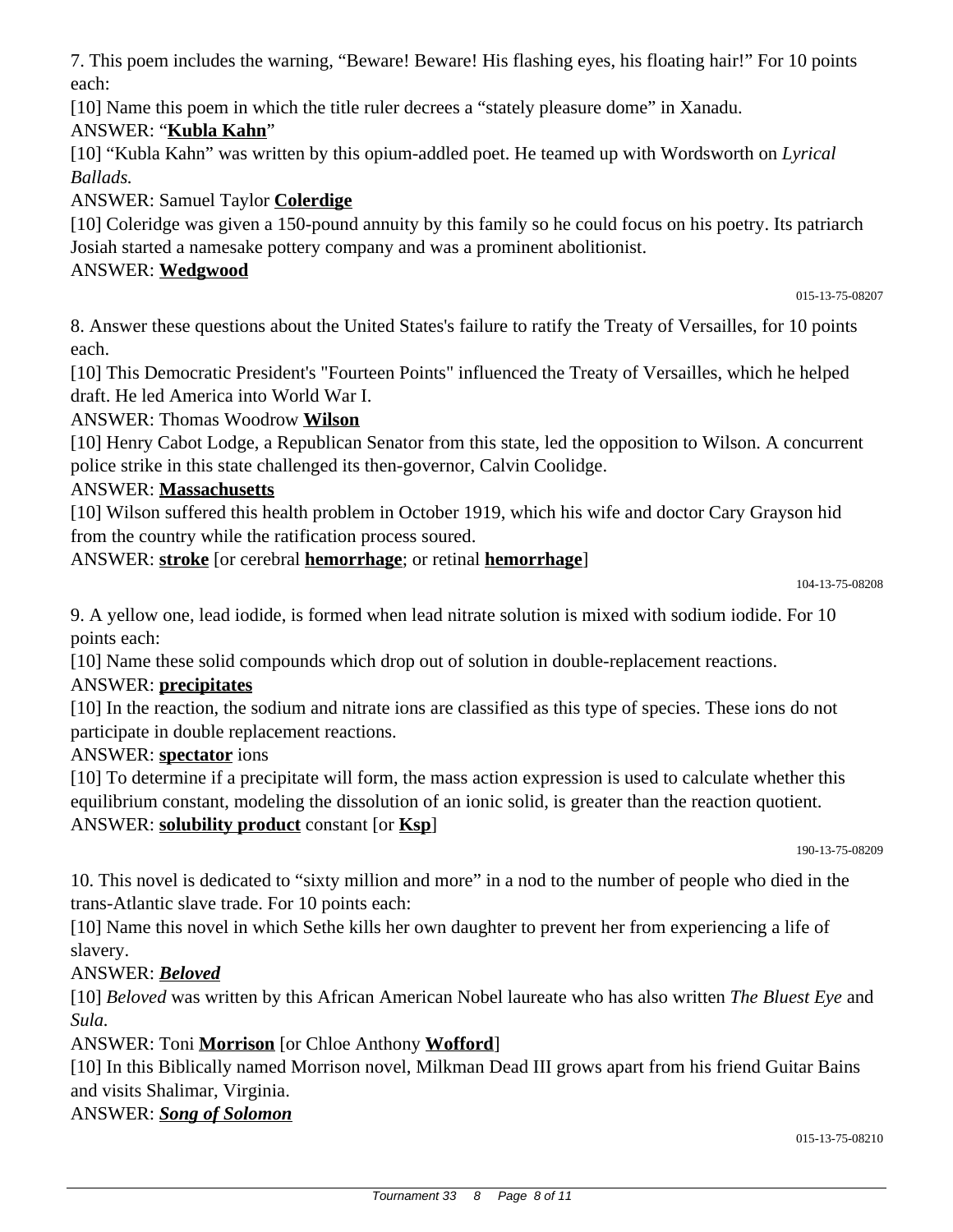7. This poem includes the warning, "Beware! Beware! His flashing eyes, his floating hair!" For 10 points each:

[10] Name this poem in which the title ruler decrees a "stately pleasure dome" in Xanadu.

ANSWER: "**Kubla Kahn**"

[10] "Kubla Kahn" was written by this opium-addled poet. He teamed up with Wordsworth on *Lyrical Ballads.*

ANSWER: Samuel Taylor **Colerdige**

[10] Coleridge was given a 150-pound annuity by this family so he could focus on his poetry. Its patriarch Josiah started a namesake pottery company and was a prominent abolitionist.

ANSWER: **Wedgwood**

015-13-75-08207

8. Answer these questions about the United States's failure to ratify the Treaty of Versailles, for 10 points each.

[10] This Democratic President's "Fourteen Points" influenced the Treaty of Versailles, which he helped draft. He led America into World War I.

ANSWER: Thomas Woodrow **Wilson**

[10] Henry Cabot Lodge, a Republican Senator from this state, led the opposition to Wilson. A concurrent police strike in this state challenged its then-governor, Calvin Coolidge.

ANSWER: **Massachusetts**

[10] Wilson suffered this health problem in October 1919, which his wife and doctor Cary Grayson hid from the country while the ratification process soured.

ANSWER: **stroke** [or cerebral **hemorrhage**; or retinal **hemorrhage**]

104-13-75-08208

9. A yellow one, lead iodide, is formed when lead nitrate solution is mixed with sodium iodide. For 10 points each:

[10] Name these solid compounds which drop out of solution in double-replacement reactions.

ANSWER: **precipitates**

[10] In the reaction, the sodium and nitrate ions are classified as this type of species. These ions do not participate in double replacement reactions.

ANSWER: **spectator** ions

[10] To determine if a precipitate will form, the mass action expression is used to calculate whether this equilibrium constant, modeling the dissolution of an ionic solid, is greater than the reaction quotient.

ANSWER: **solubility product** constant [or **Ksp**]

190-13-75-08209

10. This novel is dedicated to "sixty million and more" in a nod to the number of people who died in the trans-Atlantic slave trade. For 10 points each:

[10] Name this novel in which Sethe kills her own daughter to prevent her from experiencing a life of slavery.

ANSWER: ***Beloved***

[10] *Beloved* was written by this African American Nobel laureate who has also written *The Bluest Eye* and *Sula.*

ANSWER: Toni **Morrison** [or Chloe Anthony **Wofford**]

[10] In this Biblically named Morrison novel, Milkman Dead III grows apart from his friend Guitar Bains and visits Shalimar, Virginia.

ANSWER: ***Song of Solomon***

015-13-75-08210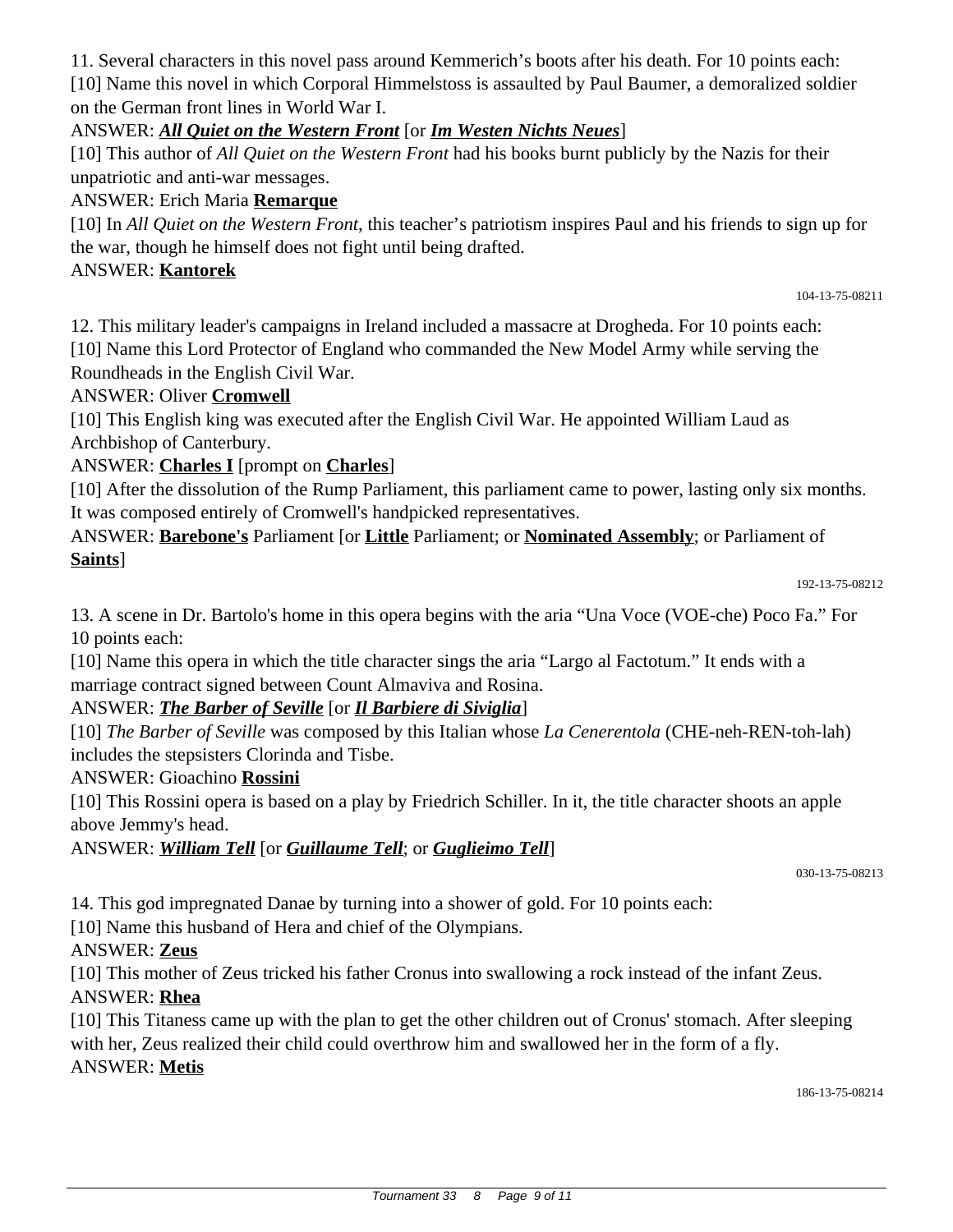11. Several characters in this novel pass around Kemmerich's boots after his death. For 10 points each:

[10] Name this novel in which Corporal Himmelstoss is assaulted by Paul Baumer, a demoralized soldier on the German front lines in World War I.

ANSWER: ***All Quiet on the Western Front*** [or ***Im Westen Nichts Neues***]

[10] This author of *All Quiet on the Western Front* had his books burnt publicly by the Nazis for their unpatriotic and anti-war messages.

ANSWER: Erich Maria **Remarque**

[10] In *All Quiet on the Western Front*, this teacher's patriotism inspires Paul and his friends to sign up for the war, though he himself does not fight until being drafted.

ANSWER: **Kantorek**

104-13-75-08211

12. This military leader's campaigns in Ireland included a massacre at Drogheda. For 10 points each:

[10] Name this Lord Protector of England who commanded the New Model Army while serving the Roundheads in the English Civil War.

ANSWER: Oliver **Cromwell**

[10] This English king was executed after the English Civil War. He appointed William Laud as Archbishop of Canterbury.

ANSWER: **Charles I** [prompt on **Charles**]

[10] After the dissolution of the Rump Parliament, this parliament came to power, lasting only six months. It was composed entirely of Cromwell's handpicked representatives.

ANSWER: **Barebone's** Parliament [or **Little** Parliament; or **Nominated Assembly**; or Parliament of **Saints**]

192-13-75-08212

13. A scene in Dr. Bartolo's home in this opera begins with the aria "Una Voce (VOE-che) Poco Fa." For 10 points each:

[10] Name this opera in which the title character sings the aria "Largo al Factotum." It ends with a marriage contract signed between Count Almaviva and Rosina.

ANSWER: ***The Barber of Seville*** [or ***Il Barbiere di Siviglia***]

[10] *The Barber of Seville* was composed by this Italian whose *La Cenerentola* (CHE-neh-REN-toh-lah) includes the stepsisters Clorinda and Tisbe.

ANSWER: Gioachino **Rossini**

[10] This Rossini opera is based on a play by Friedrich Schiller. In it, the title character shoots an apple above Jemmy's head.

ANSWER: ***William Tell*** [or ***Guillaume Tell***; or ***Guglieimo Tell***]

030-13-75-08213

14. This god impregnated Danae by turning into a shower of gold. For 10 points each:

[10] Name this husband of Hera and chief of the Olympians.

ANSWER: **Zeus**

[10] This mother of Zeus tricked his father Cronus into swallowing a rock instead of the infant Zeus.

ANSWER: **Rhea**

[10] This Titaness came up with the plan to get the other children out of Cronus' stomach. After sleeping with her, Zeus realized their child could overthrow him and swallowed her in the form of a fly.

ANSWER: **Metis**

186-13-75-08214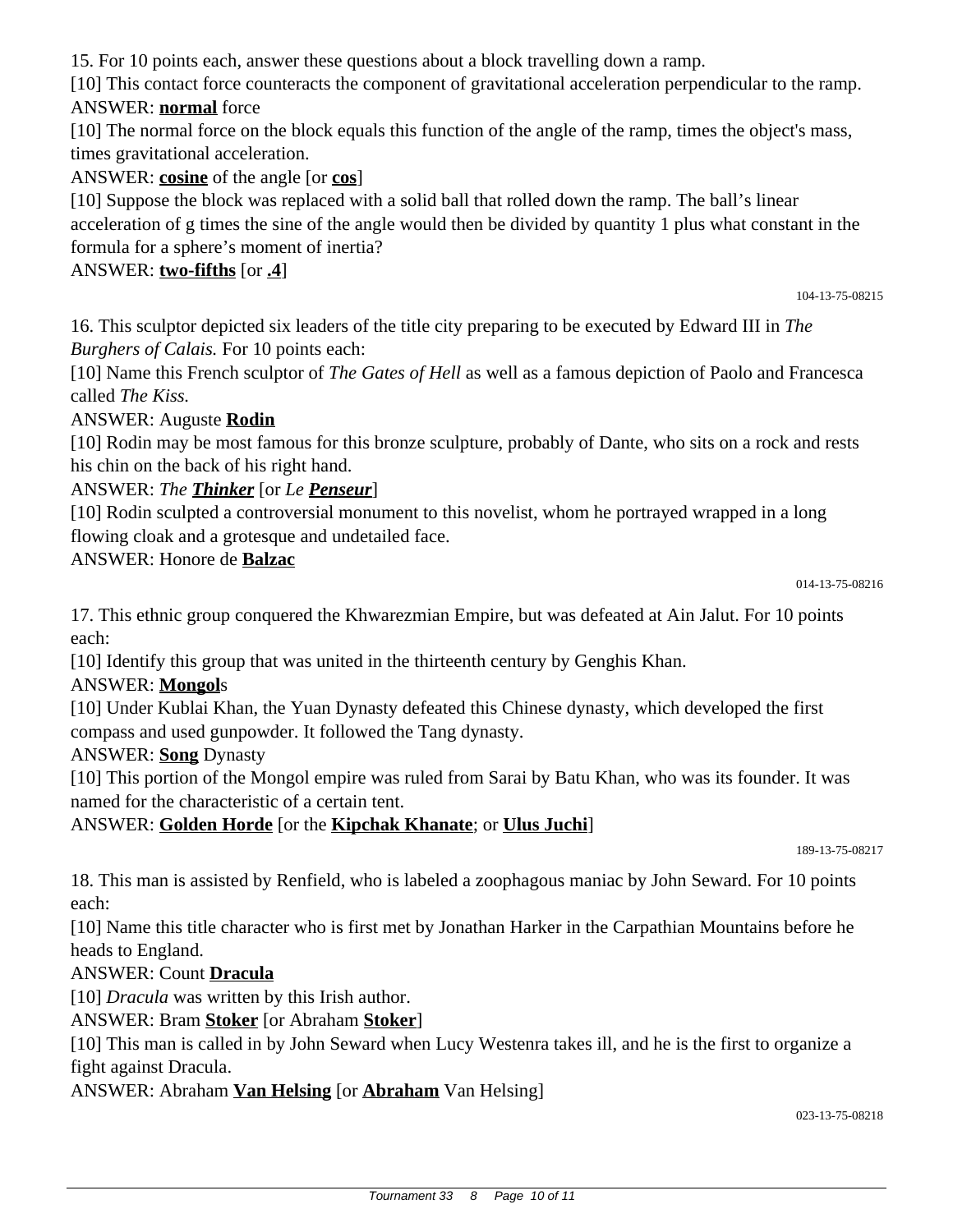15. For 10 points each, answer these questions about a block travelling down a ramp.

[10] This contact force counteracts the component of gravitational acceleration perpendicular to the ramp.

ANSWER: **normal** force

[10] The normal force on the block equals this function of the angle of the ramp, times the object's mass, times gravitational acceleration.

ANSWER: **cosine** of the angle [or **cos**]

[10] Suppose the block was replaced with a solid ball that rolled down the ramp. The ball's linear acceleration of g times the sine of the angle would then be divided by quantity 1 plus what constant in the formula for a sphere's moment of inertia?

ANSWER: **two-fifths** [or **.4**]

104-13-75-08215

16. This sculptor depicted six leaders of the title city preparing to be executed by Edward III in *The Burghers of Calais.* For 10 points each:

[10] Name this French sculptor of *The Gates of Hell* as well as a famous depiction of Paolo and Francesca called *The Kiss.*

ANSWER: Auguste **Rodin**

[10] Rodin may be most famous for this bronze sculpture, probably of Dante, who sits on a rock and rests his chin on the back of his right hand.

ANSWER: *The **Thinker*** [or *Le **Penseur***]

[10] Rodin sculpted a controversial monument to this novelist, whom he portrayed wrapped in a long flowing cloak and a grotesque and undetailed face.

ANSWER: Honore de **Balzac**

014-13-75-08216

17. This ethnic group conquered the Khwarezmian Empire, but was defeated at Ain Jalut. For 10 points each:

[10] Identify this group that was united in the thirteenth century by Genghis Khan.

ANSWER: **Mongol**s

[10] Under Kublai Khan, the Yuan Dynasty defeated this Chinese dynasty, which developed the first compass and used gunpowder. It followed the Tang dynasty.

ANSWER: **Song** Dynasty

[10] This portion of the Mongol empire was ruled from Sarai by Batu Khan, who was its founder. It was named for the characteristic of a certain tent.

ANSWER: **Golden Horde** [or the **Kipchak Khanate**; or **Ulus Juchi**]

189-13-75-08217

18. This man is assisted by Renfield, who is labeled a zoophagous maniac by John Seward. For 10 points each:

[10] Name this title character who is first met by Jonathan Harker in the Carpathian Mountains before he heads to England.

ANSWER: Count **Dracula**

[10] *Dracula* was written by this Irish author.

ANSWER: Bram **Stoker** [or Abraham **Stoker**]

[10] This man is called in by John Seward when Lucy Westenra takes ill, and he is the first to organize a fight against Dracula.

ANSWER: Abraham **Van Helsing** [or **Abraham** Van Helsing]

023-13-75-08218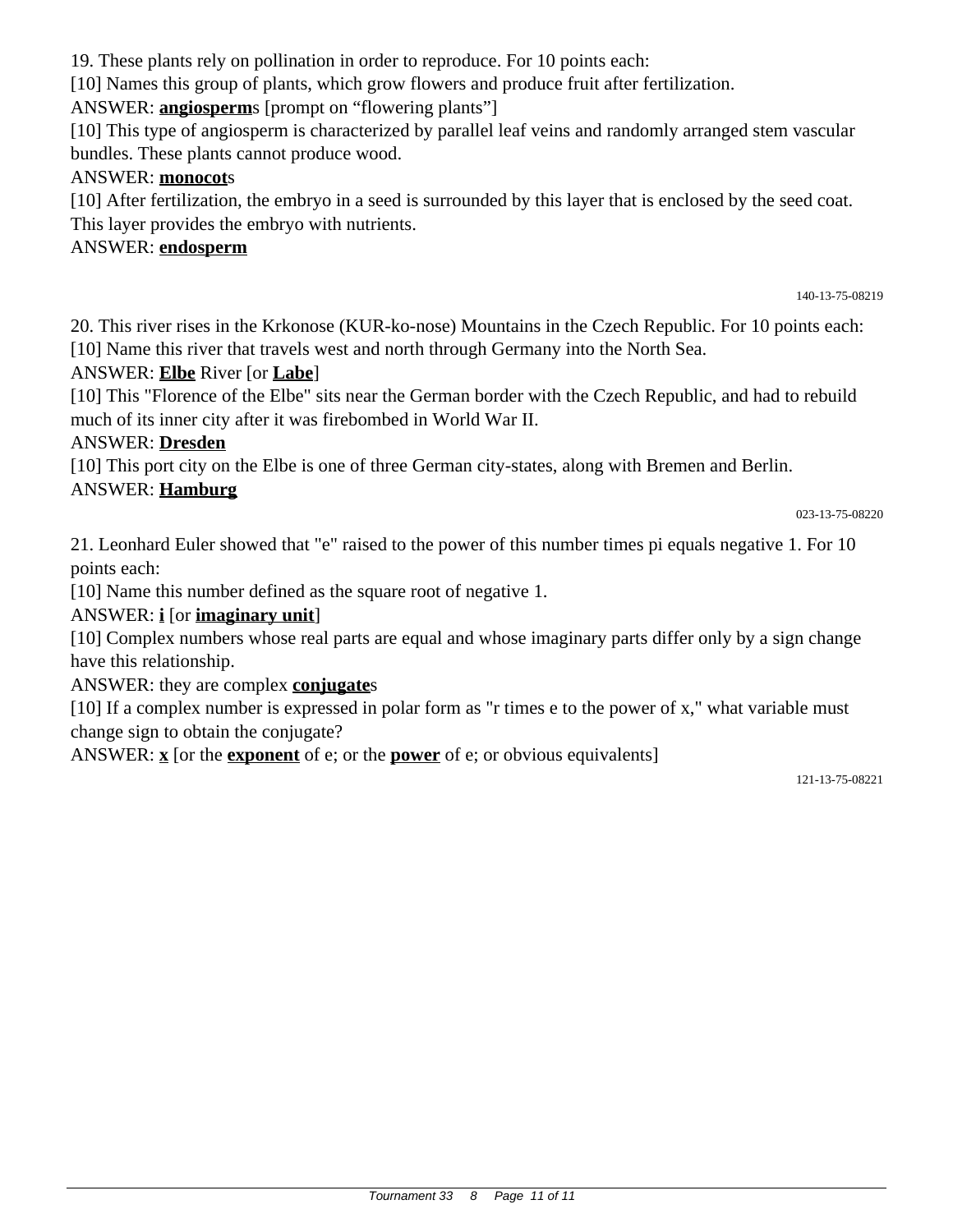19. These plants rely on pollination in order to reproduce. For 10 points each:

[10] Names this group of plants, which grow flowers and produce fruit after fertilization.

ANSWER: **angiosperm**s [prompt on "flowering plants"]

[10] This type of angiosperm is characterized by parallel leaf veins and randomly arranged stem vascular bundles. These plants cannot produce wood.

ANSWER: **monocot**s

[10] After fertilization, the embryo in a seed is surrounded by this layer that is enclosed by the seed coat. This layer provides the embryo with nutrients.

ANSWER: **endosperm**

140-13-75-08219

20. This river rises in the Krkonose (KUR-ko-nose) Mountains in the Czech Republic. For 10 points each:

[10] Name this river that travels west and north through Germany into the North Sea.

ANSWER: **Elbe** River [or **Labe**]

[10] This "Florence of the Elbe" sits near the German border with the Czech Republic, and had to rebuild much of its inner city after it was firebombed in World War II.

ANSWER: **Dresden**

[10] This port city on the Elbe is one of three German city-states, along with Bremen and Berlin.

ANSWER: **Hamburg**

023-13-75-08220

21. Leonhard Euler showed that "e" raised to the power of this number times pi equals negative 1. For 10 points each:

[10] Name this number defined as the square root of negative 1.

ANSWER: **i** [or **imaginary unit**]

[10] Complex numbers whose real parts are equal and whose imaginary parts differ only by a sign change have this relationship.

ANSWER: they are complex **conjugate**s

[10] If a complex number is expressed in polar form as "r times e to the power of x," what variable must change sign to obtain the conjugate?

ANSWER: **x** [or the **exponent** of e; or the **power** of e; or obvious equivalents]

121-13-75-08221